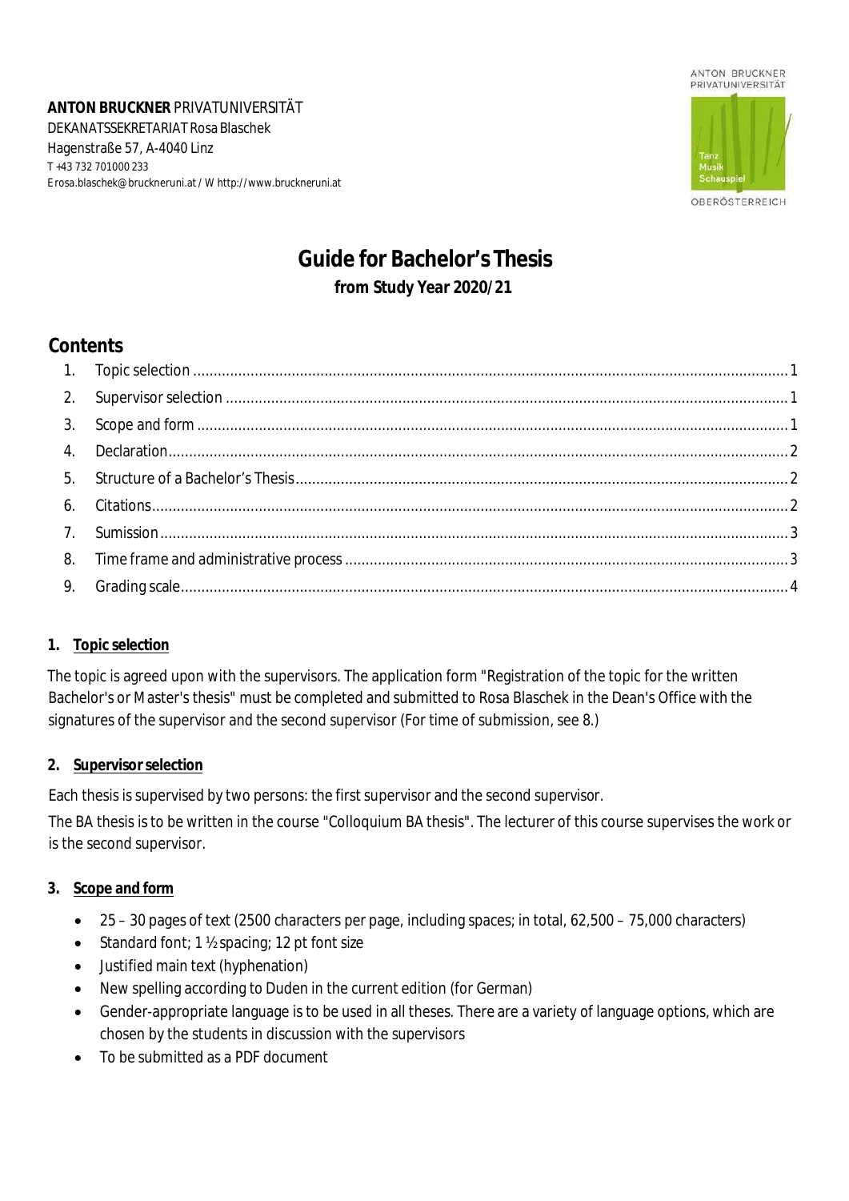**ANTON BRUCKNER** PRIVATUNIVERSITÄT
DEKANATSSEKRETARIAT Rosa Blaschek
Hagenstraße 57, A-4040 Linz
T +43 732 701000 233
E rosa.blaschek@bruckneruni.at / W http://www.bruckneruni.at

# Guide for Bachelor's Thesis

**from Study Year 2020/21**

## Contents

1. Topic selection ........ 1
2. Supervisor selection ........ 1
3. Scope and form ........ 1
4. Declaration ........ 2
5. Structure of a Bachelor's Thesis ........ 2
6. Citations ........ 2
7. Sumission ........ 3
8. Time frame and administrative process ........ 3
9. Grading scale ........ 4

### 1. Topic selection

The topic is agreed upon with the supervisors. The application form "Registration of the topic for the written Bachelor's or Master's thesis" must be completed and submitted to Rosa Blaschek in the Dean's Office with the signatures of the supervisor and the second supervisor (For time of submission, see 8.)

### 2. Supervisor selection

Each thesis is supervised by two persons: the first supervisor and the second supervisor.

The BA thesis is to be written in the course "Colloquium BA thesis". The lecturer of this course supervises the work or is the second supervisor.

### 3. Scope and form

- 25 – 30 pages of text (2500 characters per page, including spaces; in total, 62,500 – 75,000 characters)
- Standard font; 1 ½ spacing; 12 pt font size
- Justified main text (hyphenation)
- New spelling according to Duden in the current edition (for German)
- Gender-appropriate language is to be used in all theses. There are a variety of language options, which are chosen by the students in discussion with the supervisors
- To be submitted as a PDF document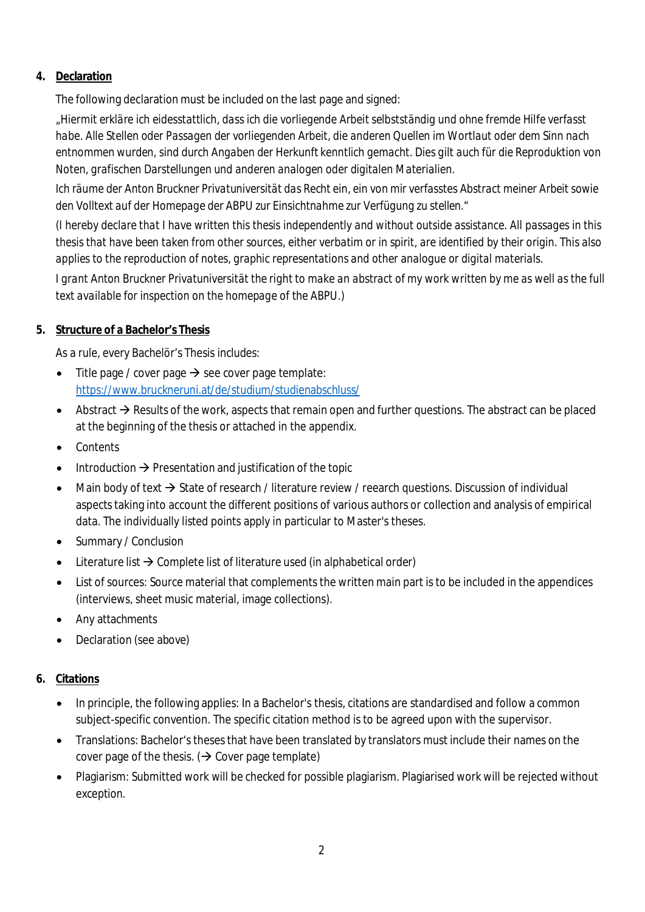## 4. Declaration

The following declaration must be included on the last page and signed:

*„Hiermit erkläre ich eidesstattlich, dass ich die vorliegende Arbeit selbstständig und ohne fremde Hilfe verfasst habe. Alle Stellen oder Passagen der vorliegenden Arbeit, die anderen Quellen im Wortlaut oder dem Sinn nach entnommen wurden, sind durch Angaben der Herkunft kenntlich gemacht. Dies gilt auch für die Reproduktion von Noten, grafischen Darstellungen und anderen analogen oder digitalen Materialien.*

*Ich räume der Anton Bruckner Privatuniversität das Recht ein, ein von mir verfasstes Abstract meiner Arbeit sowie den Volltext auf der Homepage der ABPU zur Einsichtnahme zur Verfügung zu stellen."*

*(I hereby declare that I have written this thesis independently and without outside assistance. All passages in this thesis that have been taken from other sources, either verbatim or in spirit, are identified by their origin. This also applies to the reproduction of notes, graphic representations and other analogue or digital materials.*

*I grant Anton Bruckner Privatuniversität the right to make an abstract of my work written by me as well as the full text available for inspection on the homepage of the ABPU.)*

## 5. Structure of a Bachelor's Thesis

As a rule, every Bachelör's Thesis includes:

- Title page / cover page → see cover page template: [https://www.bruckneruni.at/de/studium/studienabschluss/](https://www.bruckneruni.at/de/studium/studienabschluss/)
- Abstract → Results of the work, aspects that remain open and further questions. The abstract can be placed at the beginning of the thesis or attached in the appendix.
- Contents
- Introduction → Presentation and justification of the topic
- Main body of text → State of research / literature review / reearch questions. Discussion of individual aspects taking into account the different positions of various authors or collection and analysis of empirical data. The individually listed points apply in particular to Master's theses.
- Summary / Conclusion
- Literature list → Complete list of literature used (in alphabetical order)
- List of sources: Source material that complements the written main part is to be included in the appendices (interviews, sheet music material, image collections).
- Any attachments
- Declaration (see above)

## 6. Citations

- In principle, the following applies: In a Bachelor's thesis, citations are standardised and follow a common subject-specific convention. The specific citation method is to be agreed upon with the supervisor.
- Translations: Bachelor's theses that have been translated by translators must include their names on the cover page of the thesis. (→ Cover page template)
- Plagiarism: Submitted work will be checked for possible plagiarism. Plagiarised work will be rejected without exception.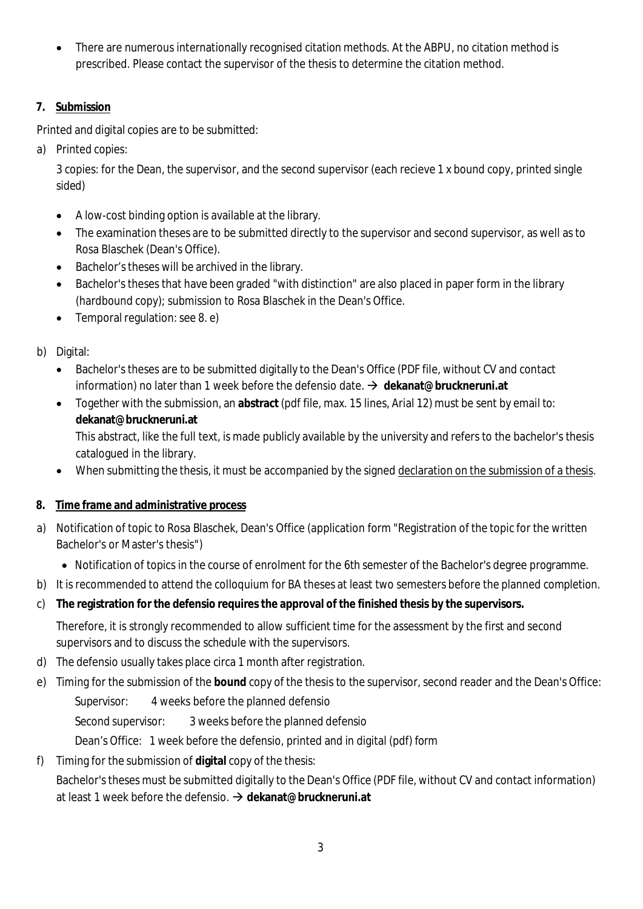- There are numerous internationally recognised citation methods. At the ABPU, no citation method is prescribed. Please contact the supervisor of the thesis to determine the citation method.

## 7. Submission

Printed and digital copies are to be submitted:

a) Printed copies:

3 copies: for the Dean, the supervisor, and the second supervisor (each recieve 1 x bound copy, printed single sided)

- A low-cost binding option is available at the library.
- The examination theses are to be submitted directly to the supervisor and second supervisor, as well as to Rosa Blaschek (Dean's Office).
- Bachelor's theses will be archived in the library.
- Bachelor's theses that have been graded "with distinction" are also placed in paper form in the library (hardbound copy); submission to Rosa Blaschek in the Dean's Office.
- Temporal regulation: see 8. e)

b) Digital:

- Bachelor's theses are to be submitted digitally to the Dean's Office (PDF file, without CV and contact information) no later than 1 week before the defensio date. → **dekanat@bruckneruni.at**
- Together with the submission, an **abstract** (pdf file, max. 15 lines, Arial 12) must be sent by email to: **dekanat@bruckneruni.at**
  This abstract, like the full text, is made publicly available by the university and refers to the bachelor's thesis catalogued in the library.
- When submitting the thesis, it must be accompanied by the signed declaration on the submission of a thesis.

## 8. Time frame and administrative process

a) Notification of topic to Rosa Blaschek, Dean's Office (application form "Registration of the topic for the written Bachelor's or Master's thesis")

- Notification of topics in the course of enrolment for the 6th semester of the Bachelor's degree programme.

b) It is recommended to attend the colloquium for BA theses at least two semesters before the planned completion.

c) **The registration for the defensio requires the approval of the finished thesis by the supervisors.**

Therefore, it is strongly recommended to allow sufficient time for the assessment by the first and second supervisors and to discuss the schedule with the supervisors.

d) The defensio usually takes place circa 1 month after registration.

e) Timing for the submission of the **bound** copy of the thesis to the supervisor, second reader and the Dean's Office:

Supervisor: 4 weeks before the planned defensio

Second supervisor: 3 weeks before the planned defensio

Dean's Office: 1 week before the defensio, printed and in digital (pdf) form

f) Timing for the submission of **digital** copy of the thesis:

Bachelor's theses must be submitted digitally to the Dean's Office (PDF file, without CV and contact information) at least 1 week before the defensio. → **dekanat@bruckneruni.at**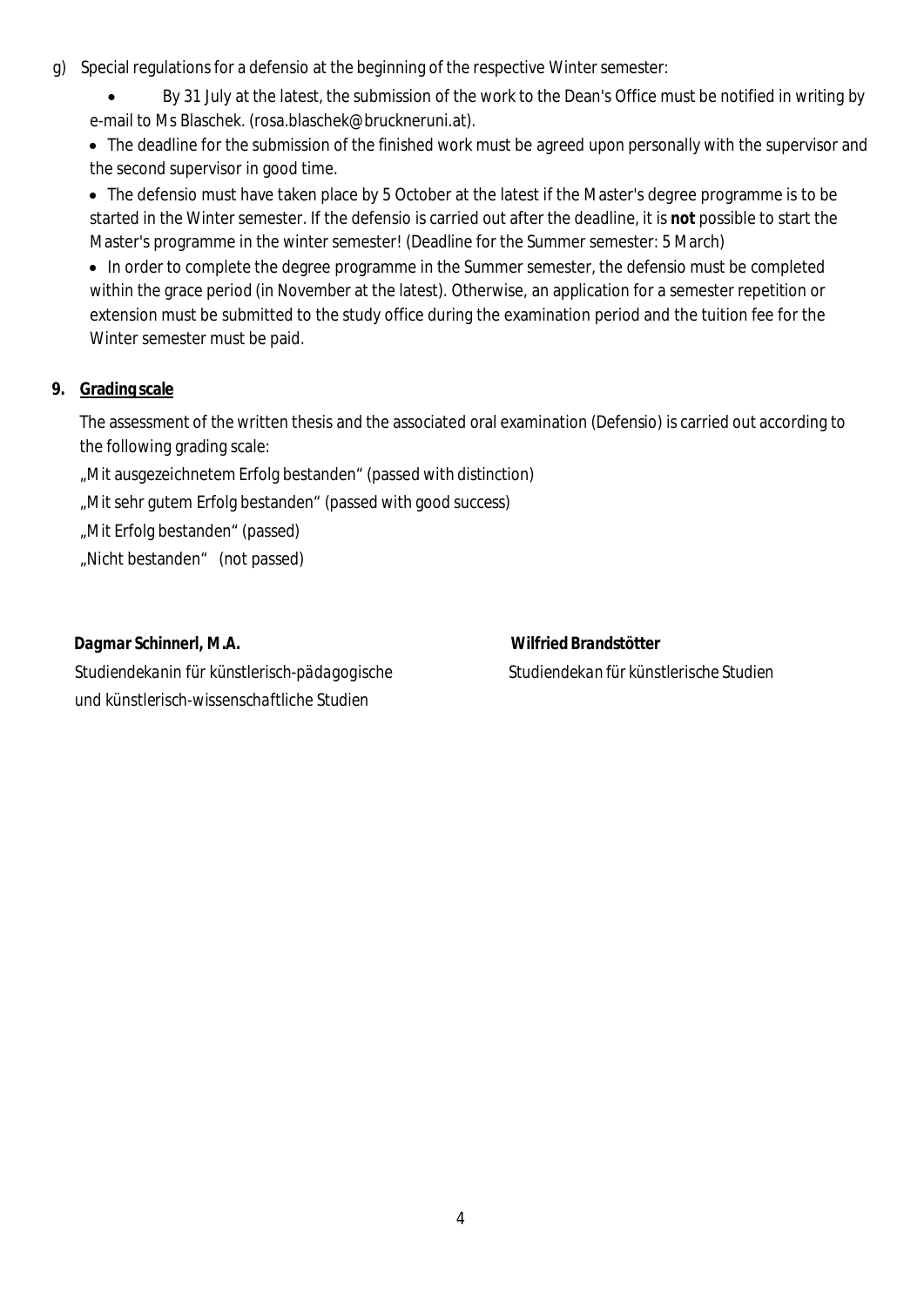g) Special regulations for a defensio at the beginning of the respective Winter semester:

- By 31 July at the latest, the submission of the work to the Dean's Office must be notified in writing by e-mail to Ms Blaschek. (rosa.blaschek@bruckneruni.at).
- The deadline for the submission of the finished work must be agreed upon personally with the supervisor and the second supervisor in good time.
- The defensio must have taken place by 5 October at the latest if the Master's degree programme is to be started in the Winter semester. If the defensio is carried out after the deadline, it is **not** possible to start the Master's programme in the winter semester! (Deadline for the Summer semester: 5 March)
- In order to complete the degree programme in the Summer semester, the defensio must be completed within the grace period (in November at the latest). Otherwise, an application for a semester repetition or extension must be submitted to the study office during the examination period and the tuition fee for the Winter semester must be paid.

## 9. Grading scale

The assessment of the written thesis and the associated oral examination (Defensio) is carried out according to the following grading scale:

„Mit ausgezeichnetem Erfolg bestanden" (passed with distinction)

„Mit sehr gutem Erfolg bestanden" (passed with good success)

„Mit Erfolg bestanden" (passed)

„Nicht bestanden" (not passed)

**Dagmar Schinnerl, M.A.**

*Studiendekanin für künstlerisch-pädagogische und künstlerisch-wissenschaftliche Studien*

**Wilfried Brandstötter**

*Studiendekan für künstlerische Studien*